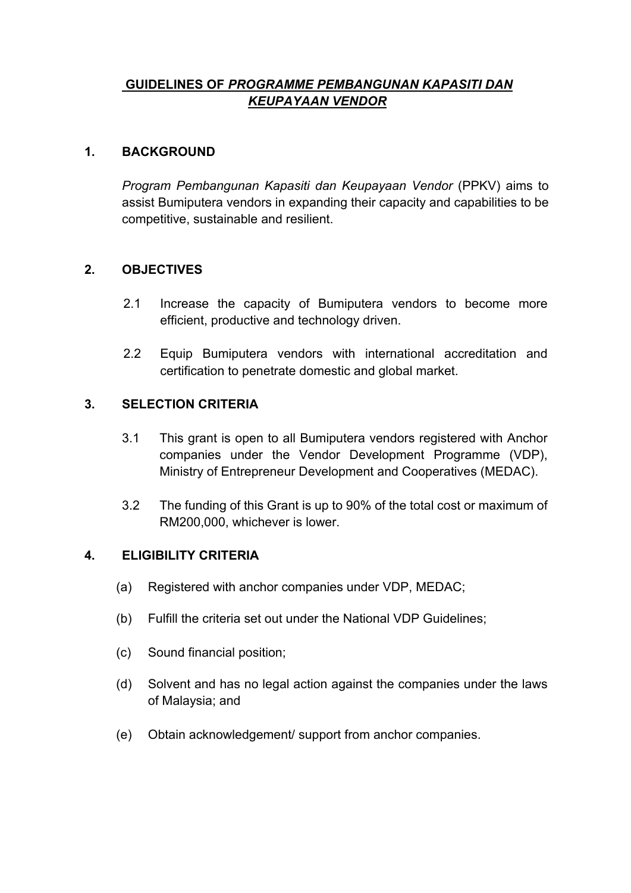# GUIDELINES OF *PROGRAMME PEMBANGUNAN KAPASITI DAN KEUPAYAAN VENDOR*

## 1. BACKGROUND

*Program Pembangunan Kapasiti dan Keupayaan Vendor* (PPKV) aims to assist Bumiputera vendors in expanding their capacity and capabilities to be competitive, sustainable and resilient.

## 2. OBJECTIVES

2.1 Increase the capacity of Bumiputera vendors to become more efficient, productive and technology driven.

2.2 Equip Bumiputera vendors with international accreditation and certification to penetrate domestic and global market.

## 3. SELECTION CRITERIA

3.1 This grant is open to all Bumiputera vendors registered with Anchor companies under the Vendor Development Programme (VDP), Ministry of Entrepreneur Development and Cooperatives (MEDAC).

3.2 The funding of this Grant is up to 90% of the total cost or maximum of RM200,000, whichever is lower.

## 4. ELIGIBILITY CRITERIA

(a) Registered with anchor companies under VDP, MEDAC;

(b) Fulfill the criteria set out under the National VDP Guidelines;

(c) Sound financial position;

(d) Solvent and has no legal action against the companies under the laws of Malaysia; and

(e) Obtain acknowledgement/ support from anchor companies.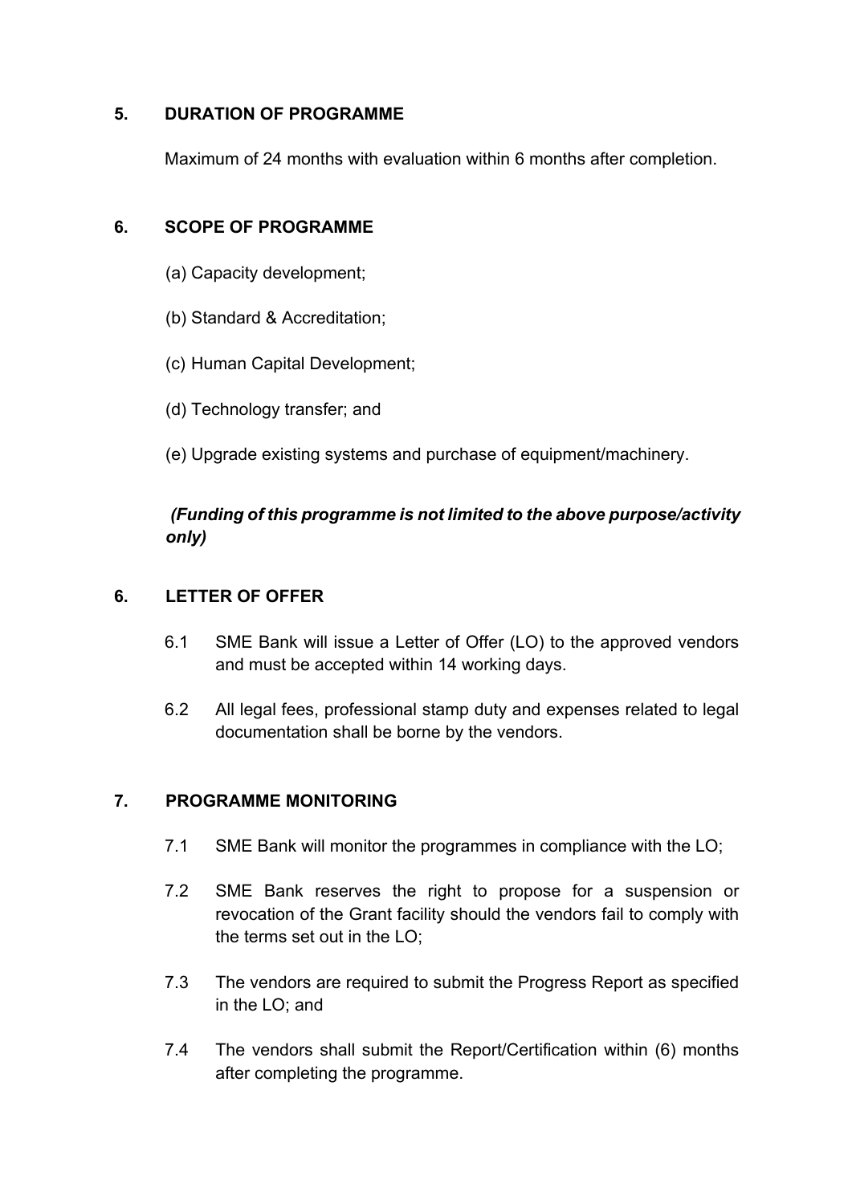## 5. DURATION OF PROGRAMME

Maximum of 24 months with evaluation within 6 months after completion.

## 6. SCOPE OF PROGRAMME

(a) Capacity development;

(b) Standard & Accreditation;

(c) Human Capital Development;

(d) Technology transfer; and

(e) Upgrade existing systems and purchase of equipment/machinery.

***(Funding of this programme is not limited to the above purpose/activity only)***

## 6. LETTER OF OFFER

6.1 SME Bank will issue a Letter of Offer (LO) to the approved vendors and must be accepted within 14 working days.

6.2 All legal fees, professional stamp duty and expenses related to legal documentation shall be borne by the vendors.

## 7. PROGRAMME MONITORING

7.1 SME Bank will monitor the programmes in compliance with the LO;

7.2 SME Bank reserves the right to propose for a suspension or revocation of the Grant facility should the vendors fail to comply with the terms set out in the LO;

7.3 The vendors are required to submit the Progress Report as specified in the LO; and

7.4 The vendors shall submit the Report/Certification within (6) months after completing the programme.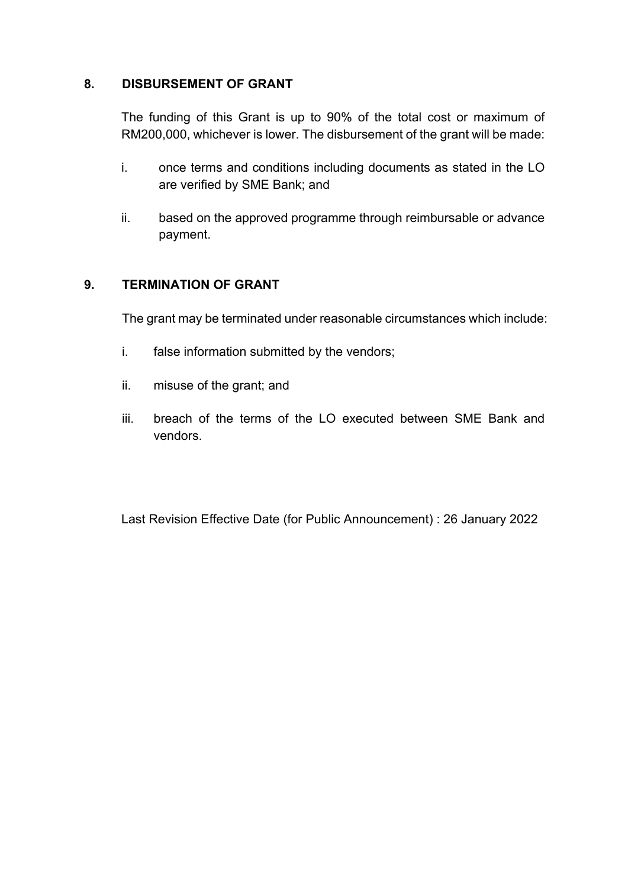## 8. DISBURSEMENT OF GRANT

The funding of this Grant is up to 90% of the total cost or maximum of RM200,000, whichever is lower. The disbursement of the grant will be made:

i. once terms and conditions including documents as stated in the LO are verified by SME Bank; and

ii. based on the approved programme through reimbursable or advance payment.

## 9. TERMINATION OF GRANT

The grant may be terminated under reasonable circumstances which include:

i. false information submitted by the vendors;

ii. misuse of the grant; and

iii. breach of the terms of the LO executed between SME Bank and vendors.

Last Revision Effective Date (for Public Announcement) : 26 January 2022